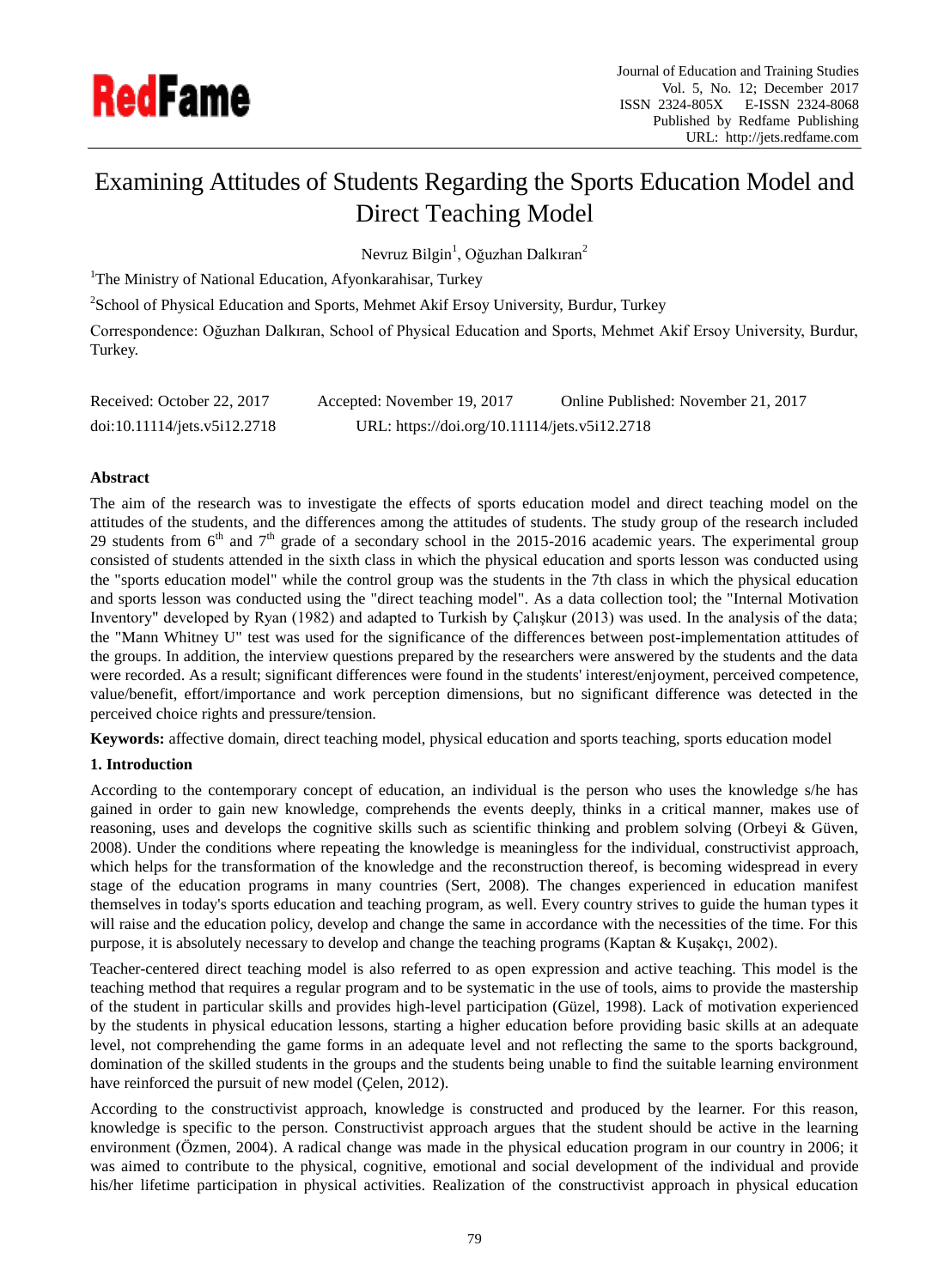# Examining Attitudes of Students Regarding the Sports Education Model and Direct Teaching Model

Nevruz Bilgin[1], Oğuzhan Dalkıran[2]

[1]The Ministry of National Education, Afyonkarahisar, Turkey

[2]School of Physical Education and Sports, Mehmet Akif Ersoy University, Burdur, Turkey

Correspondence: Oğuzhan Dalkıran, School of Physical Education and Sports, Mehmet Akif Ersoy University, Burdur, Turkey.

Received: October 22, 2017　　Accepted: November 19, 2017　　Online Published: November 21, 2017

doi:10.11114/jets.v5i12.2718　　URL: https://doi.org/10.11114/jets.v5i12.2718

## Abstract

The aim of the research was to investigate the effects of sports education model and direct teaching model on the attitudes of the students, and the differences among the attitudes of students. The study group of the research included 29 students from 6th and 7th grade of a secondary school in the 2015-2016 academic years. The experimental group consisted of students attended in the sixth class in which the physical education and sports lesson was conducted using the "sports education model" while the control group was the students in the 7th class in which the physical education and sports lesson was conducted using the "direct teaching model". As a data collection tool; the "Internal Motivation Inventory" developed by Ryan (1982) and adapted to Turkish by Çalışkur (2013) was used. In the analysis of the data; the "Mann Whitney U" test was used for the significance of the differences between post-implementation attitudes of the groups. In addition, the interview questions prepared by the researchers were answered by the students and the data were recorded. As a result; significant differences were found in the students' interest/enjoyment, perceived competence, value/benefit, effort/importance and work perception dimensions, but no significant difference was detected in the perceived choice rights and pressure/tension.

**Keywords:** affective domain, direct teaching model, physical education and sports teaching, sports education model

## 1. Introduction

According to the contemporary concept of education, an individual is the person who uses the knowledge s/he has gained in order to gain new knowledge, comprehends the events deeply, thinks in a critical manner, makes use of reasoning, uses and develops the cognitive skills such as scientific thinking and problem solving (Orbeyi & Güven, 2008). Under the conditions where repeating the knowledge is meaningless for the individual, constructivist approach, which helps for the transformation of the knowledge and the reconstruction thereof, is becoming widespread in every stage of the education programs in many countries (Sert, 2008). The changes experienced in education manifest themselves in today's sports education and teaching program, as well. Every country strives to guide the human types it will raise and the education policy, develop and change the same in accordance with the necessities of the time. For this purpose, it is absolutely necessary to develop and change the teaching programs (Kaptan & Kuşakçı, 2002).

Teacher-centered direct teaching model is also referred to as open expression and active teaching. This model is the teaching method that requires a regular program and to be systematic in the use of tools, aims to provide the mastership of the student in particular skills and provides high-level participation (Güzel, 1998). Lack of motivation experienced by the students in physical education lessons, starting a higher education before providing basic skills at an adequate level, not comprehending the game forms in an adequate level and not reflecting the same to the sports background, domination of the skilled students in the groups and the students being unable to find the suitable learning environment have reinforced the pursuit of new model (Çelen, 2012).

According to the constructivist approach, knowledge is constructed and produced by the learner. For this reason, knowledge is specific to the person. Constructivist approach argues that the student should be active in the learning environment (Özmen, 2004). A radical change was made in the physical education program in our country in 2006; it was aimed to contribute to the physical, cognitive, emotional and social development of the individual and provide his/her lifetime participation in physical activities. Realization of the constructivist approach in physical education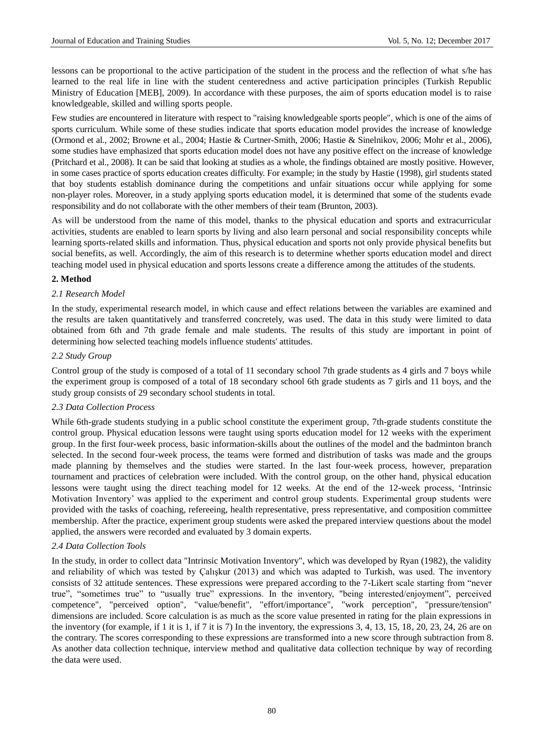lessons can be proportional to the active participation of the student in the process and the reflection of what s/he has learned to the real life in line with the student centeredness and active participation principles (Turkish Republic Ministry of Education [MEB], 2009). In accordance with these purposes, the aim of sports education model is to raise knowledgeable, skilled and willing sports people.

Few studies are encountered in literature with respect to "raising knowledgeable sports people", which is one of the aims of sports curriculum. While some of these studies indicate that sports education model provides the increase of knowledge (Ormond et al., 2002; Browne et al., 2004; Hastie & Curtner-Smith, 2006; Hastie & Sinelnikov, 2006; Mohr et al., 2006), some studies have emphasized that sports education model does not have any positive effect on the increase of knowledge (Pritchard et al., 2008). It can be said that looking at studies as a whole, the findings obtained are mostly positive. However, in some cases practice of sports education creates difficulty. For example; in the study by Hastie (1998), girl students stated that boy students establish dominance during the competitions and unfair situations occur while applying for some non-player roles. Moreover, in a study applying sports education model, it is determined that some of the students evade responsibility and do not collaborate with the other members of their team (Brunton, 2003).

As will be understood from the name of this model, thanks to the physical education and sports and extracurricular activities, students are enabled to learn sports by living and also learn personal and social responsibility concepts while learning sports-related skills and information. Thus, physical education and sports not only provide physical benefits but social benefits, as well. Accordingly, the aim of this research is to determine whether sports education model and direct teaching model used in physical education and sports lessons create a difference among the attitudes of the students.

## 2. Method

### *2.1 Research Model*

In the study, experimental research model, in which cause and effect relations between the variables are examined and the results are taken quantitatively and transferred concretely, was used. The data in this study were limited to data obtained from 6th and 7th grade female and male students. The results of this study are important in point of determining how selected teaching models influence students' attitudes.

### *2.2 Study Group*

Control group of the study is composed of a total of 11 secondary school 7th grade students as 4 girls and 7 boys while the experiment group is composed of a total of 18 secondary school 6th grade students as 7 girls and 11 boys, and the study group consists of 29 secondary school students in total.

### *2.3 Data Collection Process*

While 6th-grade students studying in a public school constitute the experiment group, 7th-grade students constitute the control group. Physical education lessons were taught using sports education model for 12 weeks with the experiment group. In the first four-week process, basic information-skills about the outlines of the model and the badminton branch selected. In the second four-week process, the teams were formed and distribution of tasks was made and the groups made planning by themselves and the studies were started. In the last four-week process, however, preparation tournament and practices of celebration were included. With the control group, on the other hand, physical education lessons were taught using the direct teaching model for 12 weeks. At the end of the 12-week process, 'Intrinsic Motivation Inventory' was applied to the experiment and control group students. Experimental group students were provided with the tasks of coaching, refereeing, health representative, press representative, and composition committee membership. After the practice, experiment group students were asked the prepared interview questions about the model applied, the answers were recorded and evaluated by 3 domain experts.

### *2.4 Data Collection Tools*

In the study, in order to collect data "Intrinsic Motivation Inventory", which was developed by Ryan (1982), the validity and reliability of which was tested by Çalışkur (2013) and which was adapted to Turkish, was used. The inventory consists of 32 attitude sentences. These expressions were prepared according to the 7-Likert scale starting from "never true", "sometimes true" to "usually true" expressions. In the inventory, "being interested/enjoyment", perceived competence", "perceived option", "value/benefit", "effort/importance", "work perception", "pressure/tension" dimensions are included. Score calculation is as much as the score value presented in rating for the plain expressions in the inventory (for example, if 1 it is 1, if 7 it is 7) In the inventory, the expressions 3, 4, 13, 15, 18, 20, 23, 24, 26 are on the contrary. The scores corresponding to these expressions are transformed into a new score through subtraction from 8. As another data collection technique, interview method and qualitative data collection technique by way of recording the data were used.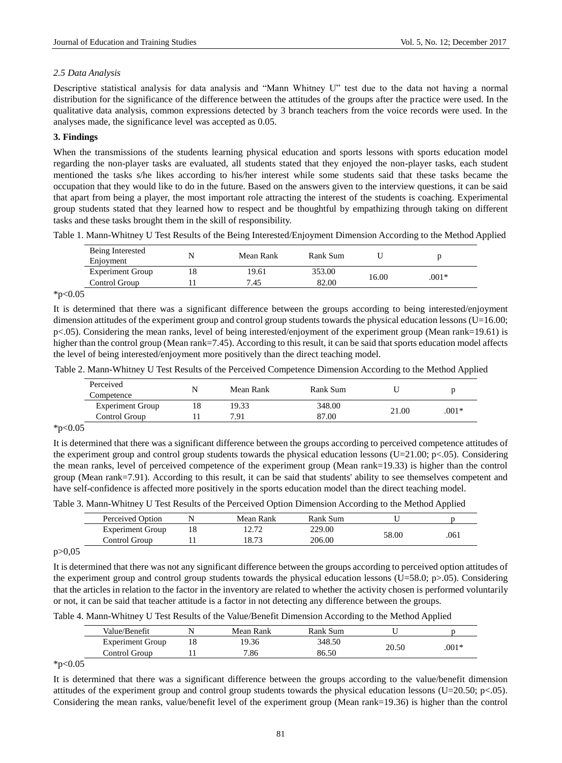### *2.5 Data Analysis*

Descriptive statistical analysis for data analysis and "Mann Whitney U" test due to the data not having a normal distribution for the significance of the difference between the attitudes of the groups after the practice were used. In the qualitative data analysis, common expressions detected by 3 branch teachers from the voice records were used. In the analyses made, the significance level was accepted as 0.05.

## 3. Findings

When the transmissions of the students learning physical education and sports lessons with sports education model regarding the non-player tasks are evaluated, all students stated that they enjoyed the non-player tasks, each student mentioned the tasks s/he likes according to his/her interest while some students said that these tasks became the occupation that they would like to do in the future. Based on the answers given to the interview questions, it can be said that apart from being a player, the most important role attracting the interest of the students is coaching. Experimental group students stated that they learned how to respect and be thoughtful by empathizing through taking on different tasks and these tasks brought them in the skill of responsibility.

Table 1. Mann-Whitney U Test Results of the Being Interested/Enjoyment Dimension According to the Method Applied

| Being Interested Enjoyment | N | Mean Rank | Rank Sum | U | p |
|---|---|---|---|---|---|
| Experiment Group | 18 | 19.61 | 353.00 | 16.00 | .001* |
| Control Group | 11 | 7.45 | 82.00 | | |

*p<0.05

It is determined that there was a significant difference between the groups according to being interested/enjoyment dimension attitudes of the experiment group and control group students towards the physical education lessons (U=16.00; p<.05). Considering the mean ranks, level of being interested/enjoyment of the experiment group (Mean rank=19.61) is higher than the control group (Mean rank=7.45). According to this result, it can be said that sports education model affects the level of being interested/enjoyment more positively than the direct teaching model.

Table 2. Mann-Whitney U Test Results of the Perceived Competence Dimension According to the Method Applied

| Perceived Competence | N | Mean Rank | Rank Sum | U | p |
|---|---|---|---|---|---|
| Experiment Group | 18 | 19.33 | 348.00 | 21.00 | .001* |
| Control Group | 11 | 7.91 | 87.00 | | |

*p<0.05

It is determined that there was a significant difference between the groups according to perceived competence attitudes of the experiment group and control group students towards the physical education lessons (U=21.00; p<.05). Considering the mean ranks, level of perceived competence of the experiment group (Mean rank=19.33) is higher than the control group (Mean rank=7.91). According to this result, it can be said that students' ability to see themselves competent and have self-confidence is affected more positively in the sports education model than the direct teaching model.

Table 3. Mann-Whitney U Test Results of the Perceived Option Dimension According to the Method Applied

| Perceived Option | N | Mean Rank | Rank Sum | U | p |
|---|---|---|---|---|---|
| Experiment Group | 18 | 12.72 | 229.00 | 58.00 | .061 |
| Control Group | 11 | 18.73 | 206.00 | | |

p>0,05

It is determined that there was not any significant difference between the groups according to perceived option attitudes of the experiment group and control group students towards the physical education lessons (U=58.0; p>.05). Considering that the articles in relation to the factor in the inventory are related to whether the activity chosen is performed voluntarily or not, it can be said that teacher attitude is a factor in not detecting any difference between the groups.

Table 4. Mann-Whitney U Test Results of the Value/Benefit Dimension According to the Method Applied

| Value/Benefit | N | Mean Rank | Rank Sum | U | p |
|---|---|---|---|---|---|
| Experiment Group | 18 | 19.36 | 348.50 | 20.50 | .001* |
| Control Group | 11 | 7.86 | 86.50 | | |

*p<0.05

It is determined that there was a significant difference between the groups according to the value/benefit dimension attitudes of the experiment group and control group students towards the physical education lessons (U=20.50; p<.05). Considering the mean ranks, value/benefit level of the experiment group (Mean rank=19.36) is higher than the control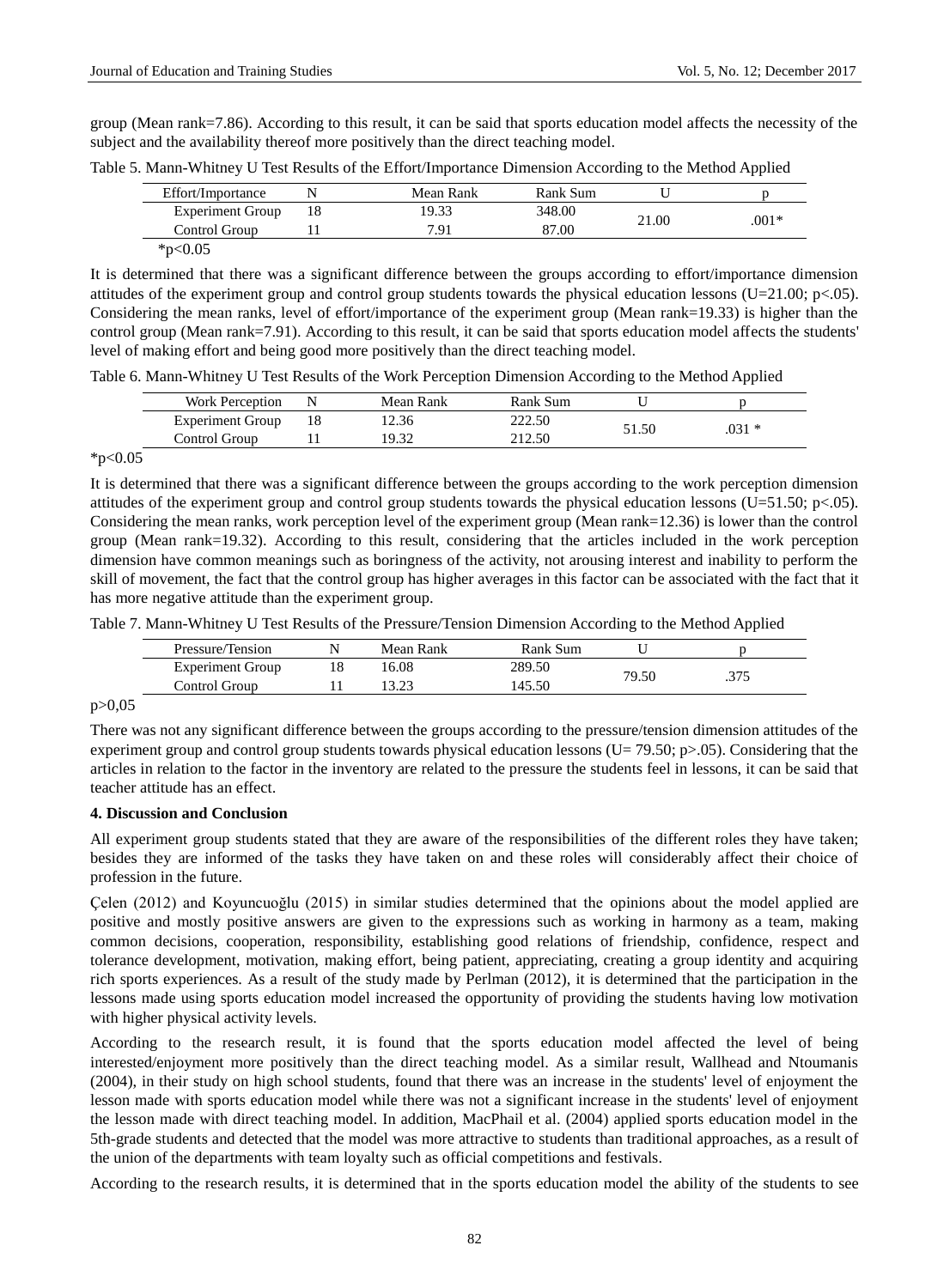group (Mean rank=7.86). According to this result, it can be said that sports education model affects the necessity of the subject and the availability thereof more positively than the direct teaching model.

Table 5. Mann-Whitney U Test Results of the Effort/Importance Dimension According to the Method Applied

| Effort/Importance | N | Mean Rank | Rank Sum | U | p |
|---|---|---|---|---|---|
| Experiment Group | 18 | 19.33 | 348.00 | 21.00 | .001* |
| Control Group | 11 | 7.91 | 87.00 | | |

*p<0.05

It is determined that there was a significant difference between the groups according to effort/importance dimension attitudes of the experiment group and control group students towards the physical education lessons (U=21.00; p<.05). Considering the mean ranks, level of effort/importance of the experiment group (Mean rank=19.33) is higher than the control group (Mean rank=7.91). According to this result, it can be said that sports education model affects the students' level of making effort and being good more positively than the direct teaching model.

Table 6. Mann-Whitney U Test Results of the Work Perception Dimension According to the Method Applied

| Work Perception | N | Mean Rank | Rank Sum | U | p |
|---|---|---|---|---|---|
| Experiment Group | 18 | 12.36 | 222.50 | 51.50 | .031 * |
| Control Group | 11 | 19.32 | 212.50 | | |

*p<0.05

It is determined that there was a significant difference between the groups according to the work perception dimension attitudes of the experiment group and control group students towards the physical education lessons (U=51.50; p<.05). Considering the mean ranks, work perception level of the experiment group (Mean rank=12.36) is lower than the control group (Mean rank=19.32). According to this result, considering that the articles included in the work perception dimension have common meanings such as boringness of the activity, not arousing interest and inability to perform the skill of movement, the fact that the control group has higher averages in this factor can be associated with the fact that it has more negative attitude than the experiment group.

Table 7. Mann-Whitney U Test Results of the Pressure/Tension Dimension According to the Method Applied

| Pressure/Tension | N | Mean Rank | Rank Sum | U | p |
|---|---|---|---|---|---|
| Experiment Group | 18 | 16.08 | 289.50 | 79.50 | .375 |
| Control Group | 11 | 13.23 | 145.50 | | |

p>0,05

There was not any significant difference between the groups according to the pressure/tension dimension attitudes of the experiment group and control group students towards physical education lessons (U= 79.50; p>.05). Considering that the articles in relation to the factor in the inventory are related to the pressure the students feel in lessons, it can be said that teacher attitude has an effect.

## 4. Discussion and Conclusion

All experiment group students stated that they are aware of the responsibilities of the different roles they have taken; besides they are informed of the tasks they have taken on and these roles will considerably affect their choice of profession in the future.

Çelen (2012) and Koyuncuoğlu (2015) in similar studies determined that the opinions about the model applied are positive and mostly positive answers are given to the expressions such as working in harmony as a team, making common decisions, cooperation, responsibility, establishing good relations of friendship, confidence, respect and tolerance development, motivation, making effort, being patient, appreciating, creating a group identity and acquiring rich sports experiences. As a result of the study made by Perlman (2012), it is determined that the participation in the lessons made using sports education model increased the opportunity of providing the students having low motivation with higher physical activity levels.

According to the research result, it is found that the sports education model affected the level of being interested/enjoyment more positively than the direct teaching model. As a similar result, Wallhead and Ntoumanis (2004), in their study on high school students, found that there was an increase in the students' level of enjoyment the lesson made with sports education model while there was not a significant increase in the students' level of enjoyment the lesson made with direct teaching model. In addition, MacPhail et al. (2004) applied sports education model in the 5th-grade students and detected that the model was more attractive to students than traditional approaches, as a result of the union of the departments with team loyalty such as official competitions and festivals.

According to the research results, it is determined that in the sports education model the ability of the students to see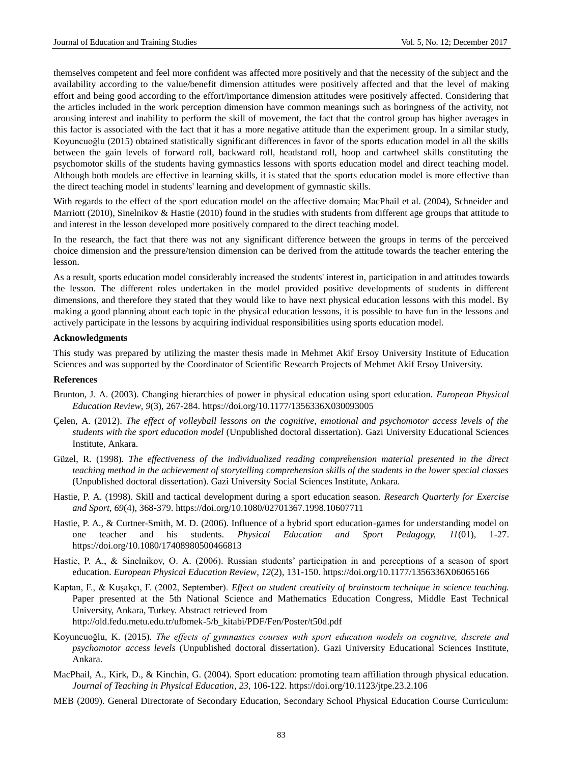themselves competent and feel more confident was affected more positively and that the necessity of the subject and the availability according to the value/benefit dimension attitudes were positively affected and that the level of making effort and being good according to the effort/importance dimension attitudes were positively affected. Considering that the articles included in the work perception dimension have common meanings such as boringness of the activity, not arousing interest and inability to perform the skill of movement, the fact that the control group has higher averages in this factor is associated with the fact that it has a more negative attitude than the experiment group. In a similar study, Koyuncuoğlu (2015) obtained statistically significant differences in favor of the sports education model in all the skills between the gain levels of forward roll, backward roll, headstand roll, hoop and cartwheel skills constituting the psychomotor skills of the students having gymnastics lessons with sports education model and direct teaching model. Although both models are effective in learning skills, it is stated that the sports education model is more effective than the direct teaching model in students' learning and development of gymnastic skills.

With regards to the effect of the sport education model on the affective domain; MacPhail et al. (2004), Schneider and Marriott (2010), Sinelnikov & Hastie (2010) found in the studies with students from different age groups that attitude to and interest in the lesson developed more positively compared to the direct teaching model.

In the research, the fact that there was not any significant difference between the groups in terms of the perceived choice dimension and the pressure/tension dimension can be derived from the attitude towards the teacher entering the lesson.

As a result, sports education model considerably increased the students' interest in, participation in and attitudes towards the lesson. The different roles undertaken in the model provided positive developments of students in different dimensions, and therefore they stated that they would like to have next physical education lessons with this model. By making a good planning about each topic in the physical education lessons, it is possible to have fun in the lessons and actively participate in the lessons by acquiring individual responsibilities using sports education model.

**Acknowledgments**

This study was prepared by utilizing the master thesis made in Mehmet Akif Ersoy University Institute of Education Sciences and was supported by the Coordinator of Scientific Research Projects of Mehmet Akif Ersoy University.

**References**

Brunton, J. A. (2003). Changing hierarchies of power in physical education using sport education. *European Physical Education Review*, *9*(3), 267-284. https://doi.org/10.1177/1356336X030093005

Çelen, A. (2012). *The effect of volleyball lessons on the cognitive, emotional and psychomotor access levels of the students with the sport education model* (Unpublished doctoral dissertation). Gazi University Educational Sciences Institute, Ankara.

Güzel, R. (1998). *The effectiveness of the individualized reading comprehension material presented in the direct teaching method in the achievement of storytelling comprehension skills of the students in the lower special classes* (Unpublished doctoral dissertation). Gazi University Social Sciences Institute, Ankara.

Hastie, P. A. (1998). Skill and tactical development during a sport education season. *Research Quarterly for Exercise and Sport*, *69*(4), 368-379. https://doi.org/10.1080/02701367.1998.10607711

Hastie, P. A., & Curtner-Smith, M. D. (2006). Influence of a hybrid sport education-games for understanding model on one teacher and his students. *Physical Education and Sport Pedagogy, 11*(01), 1-27. https://doi.org/10.1080/17408980500466813

Hastie, P. A., & Sinelnikov, O. A. (2006). Russian students' participation in and perceptions of a season of sport education. *European Physical Education Review*, *12*(2), 131-150. https://doi.org/10.1177/1356336X06065166

Kaptan, F., & Kuşakçı, F. (2002, September). *Effect on student creativity of brainstorm technique in science teaching.* Paper presented at the 5th National Science and Mathematics Education Congress, Middle East Technical University, Ankara, Turkey. Abstract retrieved from http://old.fedu.metu.edu.tr/ufbmek-5/b_kitabi/PDF/Fen/Poster/t50d.pdf

Koyuncuoğlu, K. (2015). *The effects of gymnastıcs courses wıth sport educatıon models on cognıtıve, dıscrete and psychomotor access levels* (Unpublished doctoral dissertation). Gazi University Educational Sciences Institute, Ankara.

MacPhail, A., Kirk, D., & Kinchin, G. (2004). Sport education: promoting team affiliation through physical education. *Journal of Teaching in Physical Education*, *23*, 106-122. https://doi.org/10.1123/jtpe.23.2.106

MEB (2009). General Directorate of Secondary Education, Secondary School Physical Education Course Curriculum: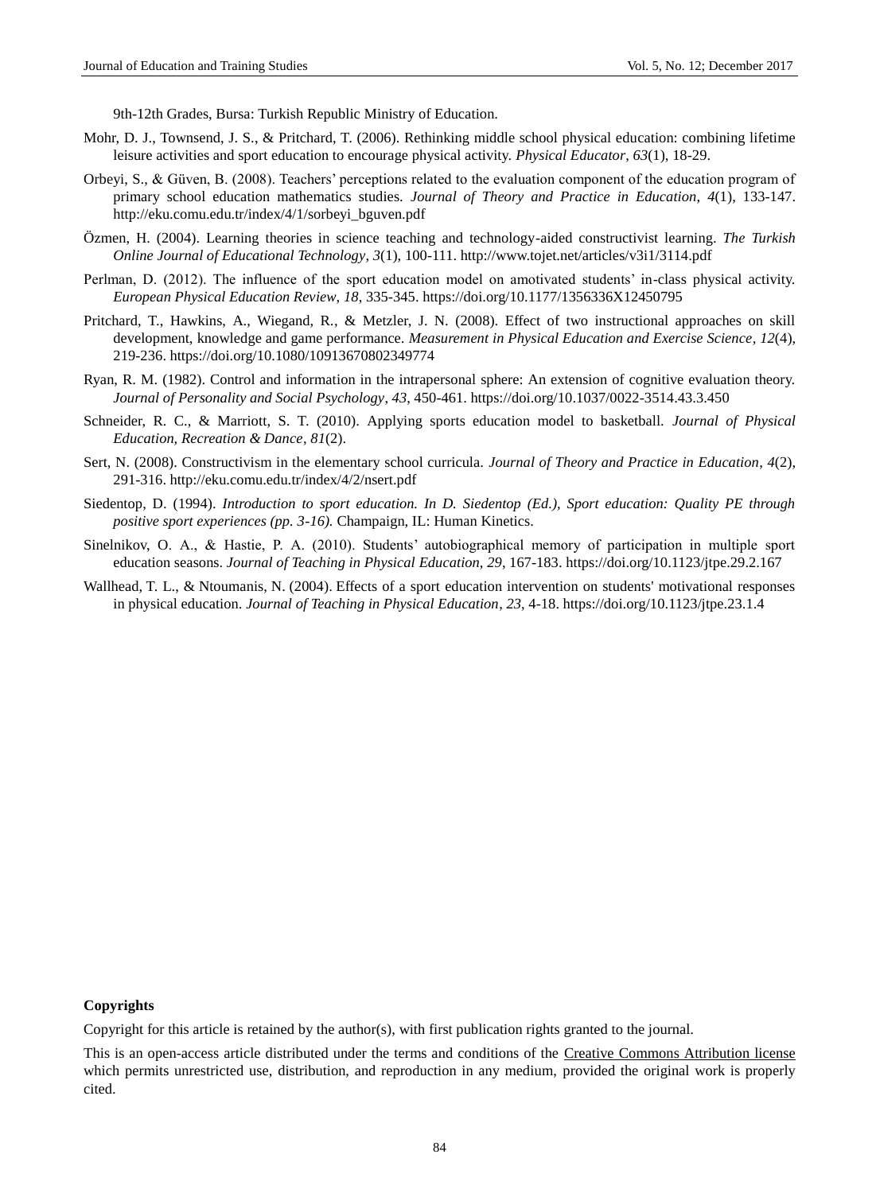9th-12th Grades, Bursa: Turkish Republic Ministry of Education.

Mohr, D. J., Townsend, J. S., & Pritchard, T. (2006). Rethinking middle school physical education: combining lifetime leisure activities and sport education to encourage physical activity. *Physical Educator*, *63*(1), 18-29.

Orbeyi, S., & Güven, B. (2008). Teachers' perceptions related to the evaluation component of the education program of primary school education mathematics studies. *Journal of Theory and Practice in Education*, *4*(1), 133-147. http://eku.comu.edu.tr/index/4/1/sorbeyi_bguven.pdf

Özmen, H. (2004). Learning theories in science teaching and technology-aided constructivist learning. *The Turkish Online Journal of Educational Technology*, *3*(1), 100-111. http://www.tojet.net/articles/v3i1/3114.pdf

Perlman, D. (2012). The influence of the sport education model on amotivated students' in-class physical activity. *European Physical Education Review*, *18*, 335-345. https://doi.org/10.1177/1356336X12450795

Pritchard, T., Hawkins, A., Wiegand, R., & Metzler, J. N. (2008). Effect of two instructional approaches on skill development, knowledge and game performance. *Measurement in Physical Education and Exercise Science*, *12*(4), 219-236. https://doi.org/10.1080/10913670802349774

Ryan, R. M. (1982). Control and information in the intrapersonal sphere: An extension of cognitive evaluation theory. *Journal of Personality and Social Psychology*, *43*, 450-461. https://doi.org/10.1037/0022-3514.43.3.450

Schneider, R. C., & Marriott, S. T. (2010). Applying sports education model to basketball. *Journal of Physical Education, Recreation & Dance*, *81*(2).

Sert, N. (2008). Constructivism in the elementary school curricula. *Journal of Theory and Practice in Education*, *4*(2), 291-316. http://eku.comu.edu.tr/index/4/2/nsert.pdf

Siedentop, D. (1994). *Introduction to sport education. In D. Siedentop (Ed.), Sport education: Quality PE through positive sport experiences (pp. 3-16).* Champaign, IL: Human Kinetics.

Sinelnikov, O. A., & Hastie, P. A. (2010). Students' autobiographical memory of participation in multiple sport education seasons. *Journal of Teaching in Physical Education, 29*, 167-183. https://doi.org/10.1123/jtpe.29.2.167

Wallhead, T. L., & Ntoumanis, N. (2004). Effects of a sport education intervention on students' motivational responses in physical education. *Journal of Teaching in Physical Education*, *23*, 4-18. https://doi.org/10.1123/jtpe.23.1.4

**Copyrights**

Copyright for this article is retained by the author(s), with first publication rights granted to the journal.

This is an open-access article distributed under the terms and conditions of the Creative Commons Attribution license which permits unrestricted use, distribution, and reproduction in any medium, provided the original work is properly cited.